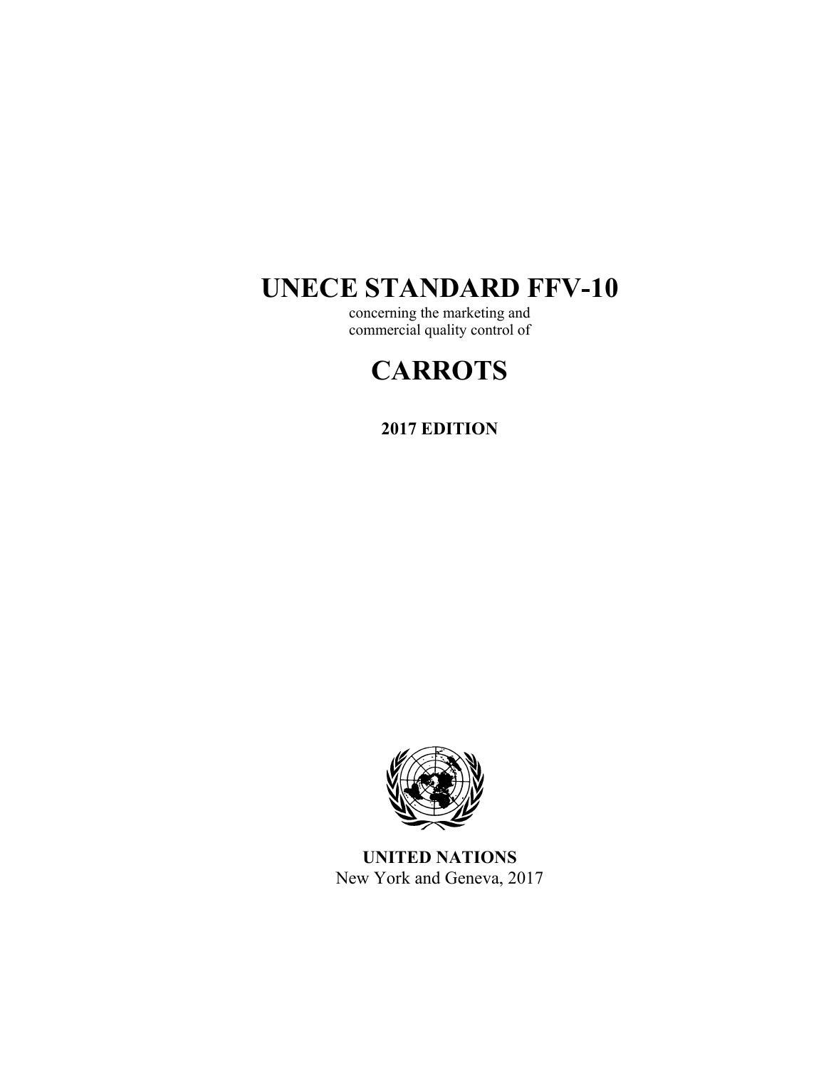# UNECE STANDARD FFV-10

concerning the marketing and
commercial quality control of

# CARROTS

**2017 EDITION**

**UNITED NATIONS**
New York and Geneva, 2017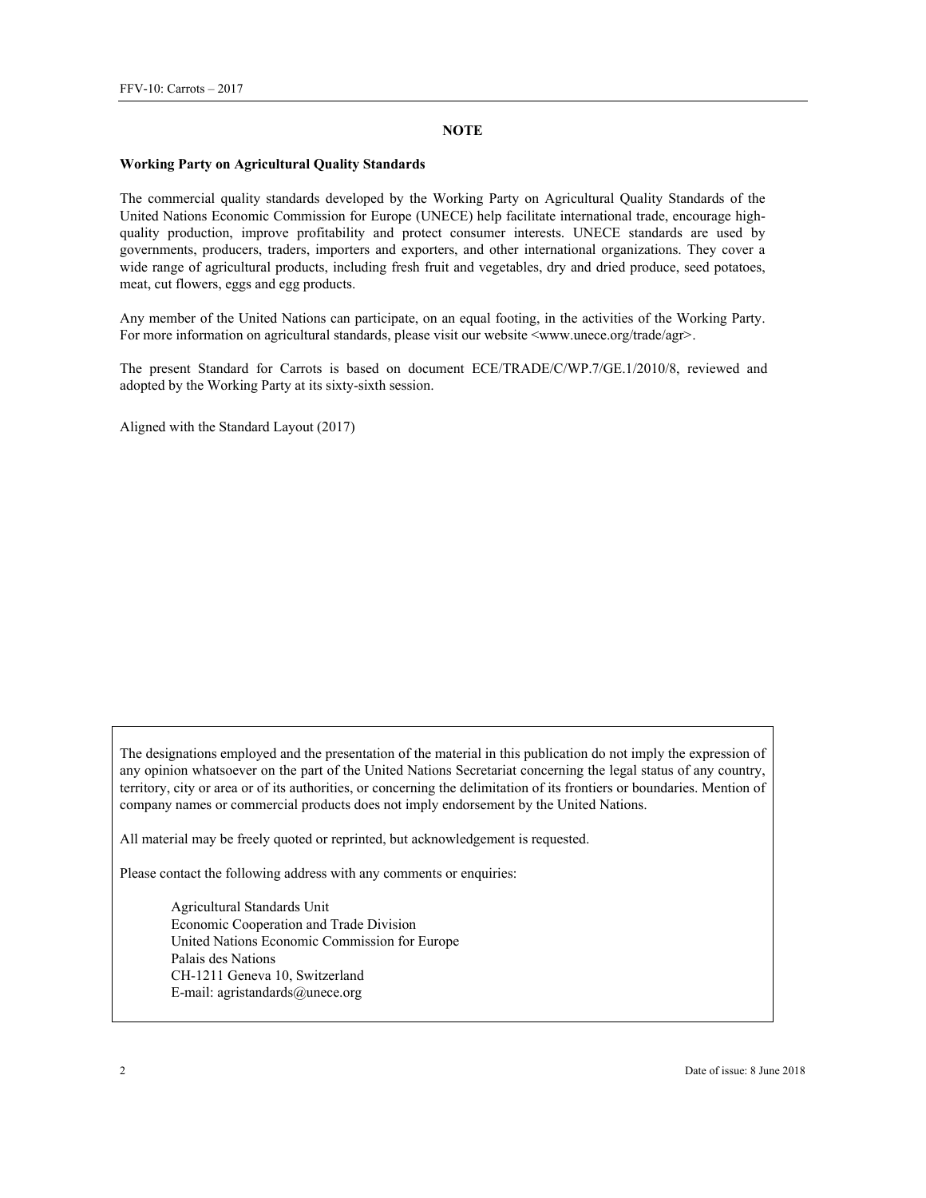## NOTE

**Working Party on Agricultural Quality Standards**

The commercial quality standards developed by the Working Party on Agricultural Quality Standards of the United Nations Economic Commission for Europe (UNECE) help facilitate international trade, encourage high-quality production, improve profitability and protect consumer interests. UNECE standards are used by governments, producers, traders, importers and exporters, and other international organizations. They cover a wide range of agricultural products, including fresh fruit and vegetables, dry and dried produce, seed potatoes, meat, cut flowers, eggs and egg products.

Any member of the United Nations can participate, on an equal footing, in the activities of the Working Party. For more information on agricultural standards, please visit our website <www.unece.org/trade/agr>.

The present Standard for Carrots is based on document ECE/TRADE/C/WP.7/GE.1/2010/8, reviewed and adopted by the Working Party at its sixty-sixth session.

Aligned with the Standard Layout (2017)

The designations employed and the presentation of the material in this publication do not imply the expression of any opinion whatsoever on the part of the United Nations Secretariat concerning the legal status of any country, territory, city or area or of its authorities, or concerning the delimitation of its frontiers or boundaries. Mention of company names or commercial products does not imply endorsement by the United Nations.

All material may be freely quoted or reprinted, but acknowledgement is requested.

Please contact the following address with any comments or enquiries:

Agricultural Standards Unit
Economic Cooperation and Trade Division
United Nations Economic Commission for Europe
Palais des Nations
CH-1211 Geneva 10, Switzerland
E-mail: agristandards@unece.org

Date of issue: 8 June 2018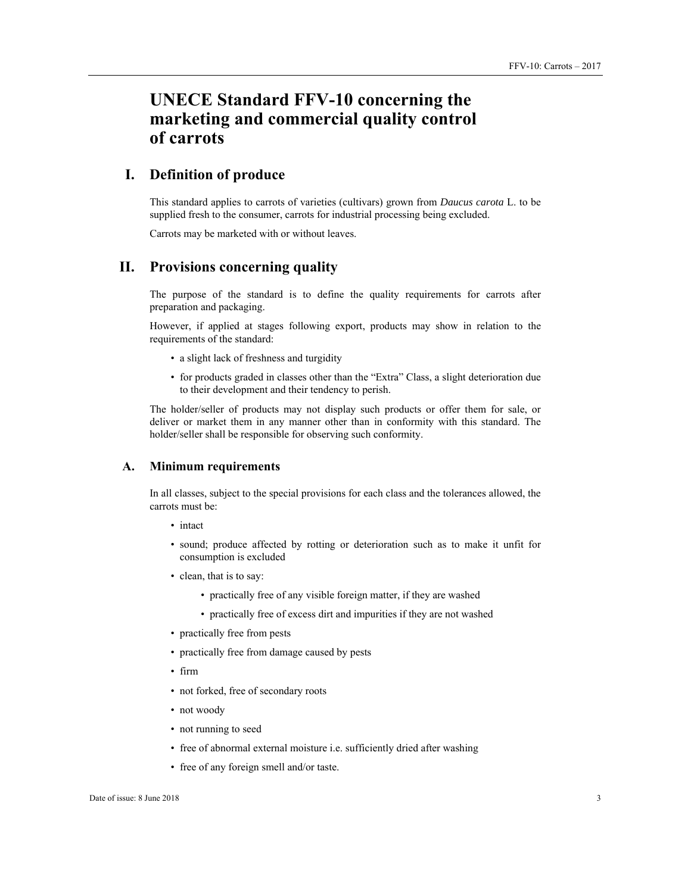# UNECE Standard FFV-10 concerning the marketing and commercial quality control of carrots

## I. Definition of produce

This standard applies to carrots of varieties (cultivars) grown from *Daucus carota* L. to be supplied fresh to the consumer, carrots for industrial processing being excluded.

Carrots may be marketed with or without leaves.

## II. Provisions concerning quality

The purpose of the standard is to define the quality requirements for carrots after preparation and packaging.

However, if applied at stages following export, products may show in relation to the requirements of the standard:

- a slight lack of freshness and turgidity
- for products graded in classes other than the "Extra" Class, a slight deterioration due to their development and their tendency to perish.

The holder/seller of products may not display such products or offer them for sale, or deliver or market them in any manner other than in conformity with this standard. The holder/seller shall be responsible for observing such conformity.

### A. Minimum requirements

In all classes, subject to the special provisions for each class and the tolerances allowed, the carrots must be:

- intact
- sound; produce affected by rotting or deterioration such as to make it unfit for consumption is excluded
- clean, that is to say:
  - practically free of any visible foreign matter, if they are washed
  - practically free of excess dirt and impurities if they are not washed
- practically free from pests
- practically free from damage caused by pests
- firm
- not forked, free of secondary roots
- not woody
- not running to seed
- free of abnormal external moisture i.e. sufficiently dried after washing
- free of any foreign smell and/or taste.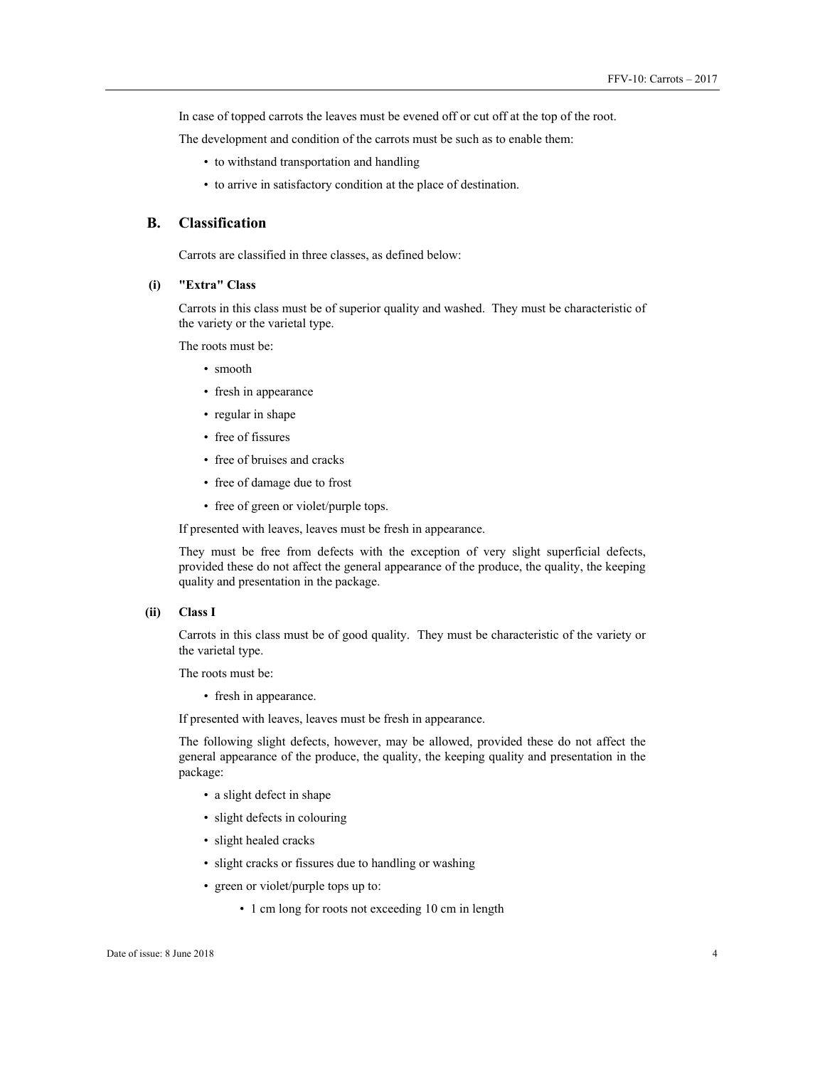In case of topped carrots the leaves must be evened off or cut off at the top of the root.

The development and condition of the carrots must be such as to enable them:

- to withstand transportation and handling
- to arrive in satisfactory condition at the place of destination.

## B. Classification

Carrots are classified in three classes, as defined below:

### (i) "Extra" Class

Carrots in this class must be of superior quality and washed. They must be characteristic of the variety or the varietal type.

The roots must be:

- smooth
- fresh in appearance
- regular in shape
- free of fissures
- free of bruises and cracks
- free of damage due to frost
- free of green or violet/purple tops.

If presented with leaves, leaves must be fresh in appearance.

They must be free from defects with the exception of very slight superficial defects, provided these do not affect the general appearance of the produce, the quality, the keeping quality and presentation in the package.

### (ii) Class I

Carrots in this class must be of good quality. They must be characteristic of the variety or the varietal type.

The roots must be:

- fresh in appearance.

If presented with leaves, leaves must be fresh in appearance.

The following slight defects, however, may be allowed, provided these do not affect the general appearance of the produce, the quality, the keeping quality and presentation in the package:

- a slight defect in shape
- slight defects in colouring
- slight healed cracks
- slight cracks or fissures due to handling or washing
- green or violet/purple tops up to:
    - 1 cm long for roots not exceeding 10 cm in length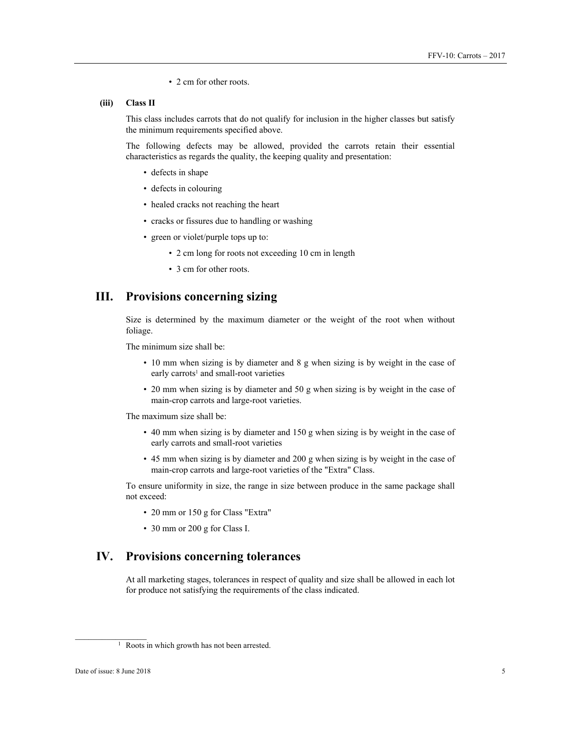- 2 cm for other roots.

**(iii) Class II**

This class includes carrots that do not qualify for inclusion in the higher classes but satisfy the minimum requirements specified above.

The following defects may be allowed, provided the carrots retain their essential characteristics as regards the quality, the keeping quality and presentation:

- defects in shape
- defects in colouring
- healed cracks not reaching the heart
- cracks or fissures due to handling or washing
- green or violet/purple tops up to:
    - 2 cm long for roots not exceeding 10 cm in length
    - 3 cm for other roots.

## III. Provisions concerning sizing

Size is determined by the maximum diameter or the weight of the root when without foliage.

The minimum size shall be:

- 10 mm when sizing is by diameter and 8 g when sizing is by weight in the case of early carrots[1] and small-root varieties
- 20 mm when sizing is by diameter and 50 g when sizing is by weight in the case of main-crop carrots and large-root varieties.

The maximum size shall be:

- 40 mm when sizing is by diameter and 150 g when sizing is by weight in the case of early carrots and small-root varieties
- 45 mm when sizing is by diameter and 200 g when sizing is by weight in the case of main-crop carrots and large-root varieties of the "Extra" Class.

To ensure uniformity in size, the range in size between produce in the same package shall not exceed:

- 20 mm or 150 g for Class "Extra"
- 30 mm or 200 g for Class I.

## IV. Provisions concerning tolerances

At all marketing stages, tolerances in respect of quality and size shall be allowed in each lot for produce not satisfying the requirements of the class indicated.

---

[1] Roots in which growth has not been arrested.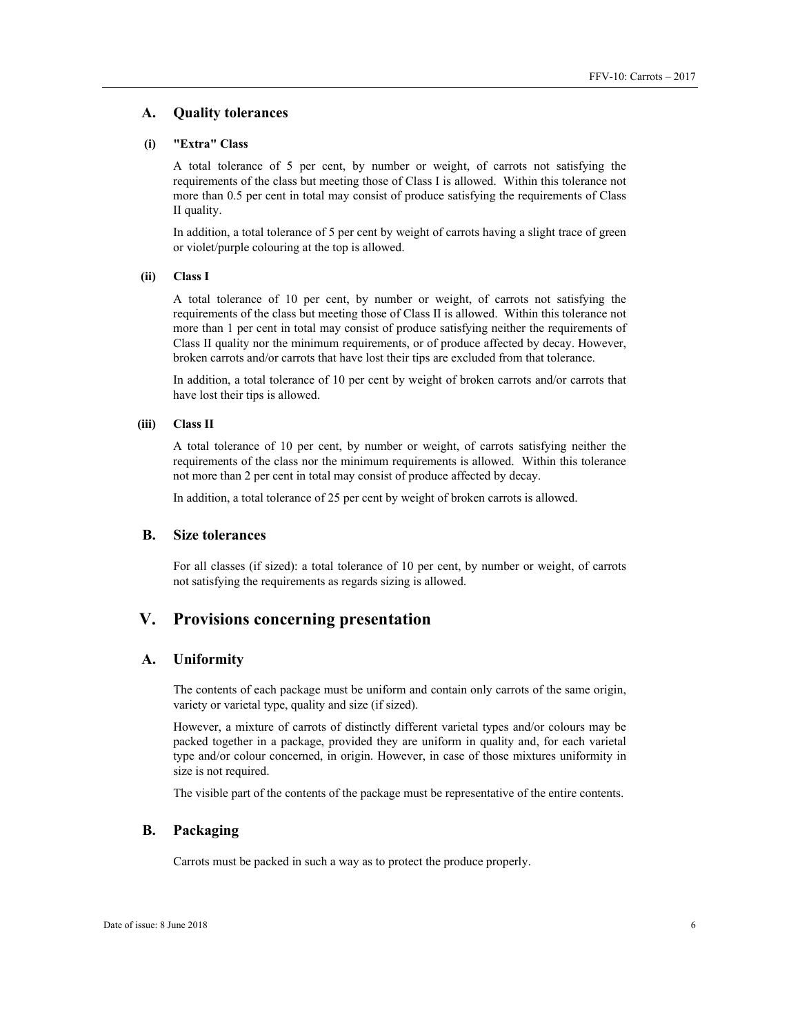## A. Quality tolerances

### (i) "Extra" Class

A total tolerance of 5 per cent, by number or weight, of carrots not satisfying the requirements of the class but meeting those of Class I is allowed. Within this tolerance not more than 0.5 per cent in total may consist of produce satisfying the requirements of Class II quality.

In addition, a total tolerance of 5 per cent by weight of carrots having a slight trace of green or violet/purple colouring at the top is allowed.

### (ii) Class I

A total tolerance of 10 per cent, by number or weight, of carrots not satisfying the requirements of the class but meeting those of Class II is allowed. Within this tolerance not more than 1 per cent in total may consist of produce satisfying neither the requirements of Class II quality nor the minimum requirements, or of produce affected by decay. However, broken carrots and/or carrots that have lost their tips are excluded from that tolerance.

In addition, a total tolerance of 10 per cent by weight of broken carrots and/or carrots that have lost their tips is allowed.

### (iii) Class II

A total tolerance of 10 per cent, by number or weight, of carrots satisfying neither the requirements of the class nor the minimum requirements is allowed. Within this tolerance not more than 2 per cent in total may consist of produce affected by decay.

In addition, a total tolerance of 25 per cent by weight of broken carrots is allowed.

## B. Size tolerances

For all classes (if sized): a total tolerance of 10 per cent, by number or weight, of carrots not satisfying the requirements as regards sizing is allowed.

# V. Provisions concerning presentation

## A. Uniformity

The contents of each package must be uniform and contain only carrots of the same origin, variety or varietal type, quality and size (if sized).

However, a mixture of carrots of distinctly different varietal types and/or colours may be packed together in a package, provided they are uniform in quality and, for each varietal type and/or colour concerned, in origin. However, in case of those mixtures uniformity in size is not required.

The visible part of the contents of the package must be representative of the entire contents.

## B. Packaging

Carrots must be packed in such a way as to protect the produce properly.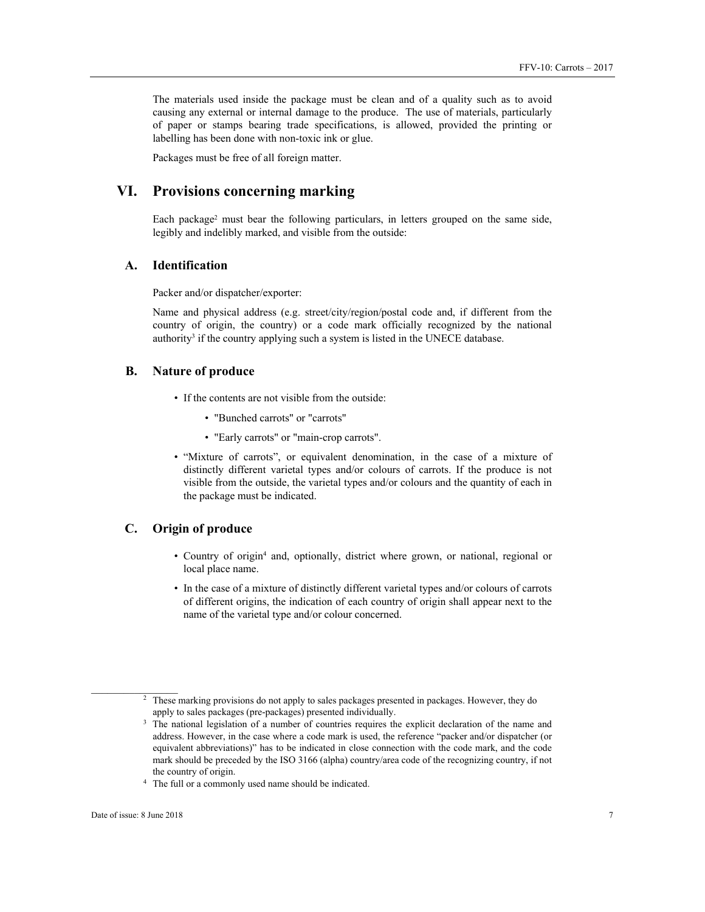The materials used inside the package must be clean and of a quality such as to avoid causing any external or internal damage to the produce. The use of materials, particularly of paper or stamps bearing trade specifications, is allowed, provided the printing or labelling has been done with non-toxic ink or glue.

Packages must be free of all foreign matter.

# VI. Provisions concerning marking

Each package[2] must bear the following particulars, in letters grouped on the same side, legibly and indelibly marked, and visible from the outside:

## A. Identification

Packer and/or dispatcher/exporter:

Name and physical address (e.g. street/city/region/postal code and, if different from the country of origin, the country) or a code mark officially recognized by the national authority[3] if the country applying such a system is listed in the UNECE database.

## B. Nature of produce

- If the contents are not visible from the outside:
  - "Bunched carrots" or "carrots"
  - "Early carrots" or "main-crop carrots".
- "Mixture of carrots", or equivalent denomination, in the case of a mixture of distinctly different varietal types and/or colours of carrots. If the produce is not visible from the outside, the varietal types and/or colours and the quantity of each in the package must be indicated.

## C. Origin of produce

- Country of origin[4] and, optionally, district where grown, or national, regional or local place name.
- In the case of a mixture of distinctly different varietal types and/or colours of carrots of different origins, the indication of each country of origin shall appear next to the name of the varietal type and/or colour concerned.

---

[2] These marking provisions do not apply to sales packages presented in packages. However, they do apply to sales packages (pre-packages) presented individually.

[3] The national legislation of a number of countries requires the explicit declaration of the name and address. However, in the case where a code mark is used, the reference "packer and/or dispatcher (or equivalent abbreviations)" has to be indicated in close connection with the code mark, and the code mark should be preceded by the ISO 3166 (alpha) country/area code of the recognizing country, if not the country of origin.

[4] The full or a commonly used name should be indicated.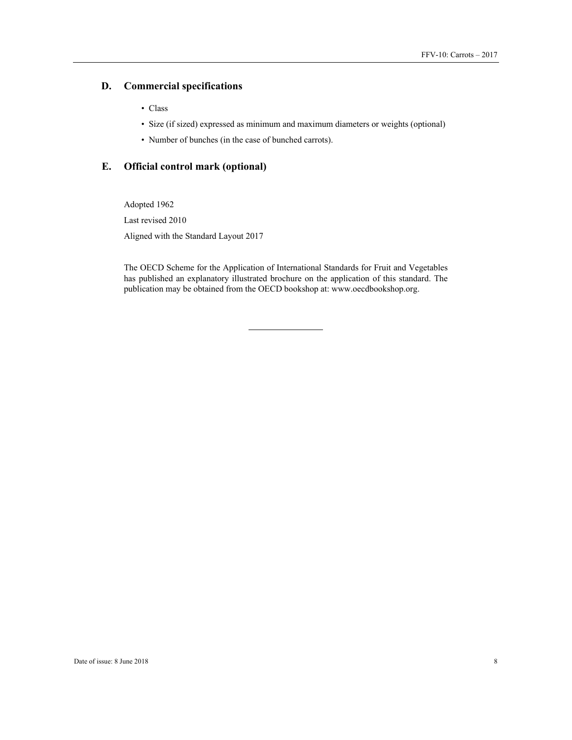## D. Commercial specifications

- Class
- Size (if sized) expressed as minimum and maximum diameters or weights (optional)
- Number of bunches (in the case of bunched carrots).

## E. Official control mark (optional)

Adopted 1962

Last revised 2010

Aligned with the Standard Layout 2017

The OECD Scheme for the Application of International Standards for Fruit and Vegetables has published an explanatory illustrated brochure on the application of this standard. The publication may be obtained from the OECD bookshop at: www.oecdbookshop.org.

---